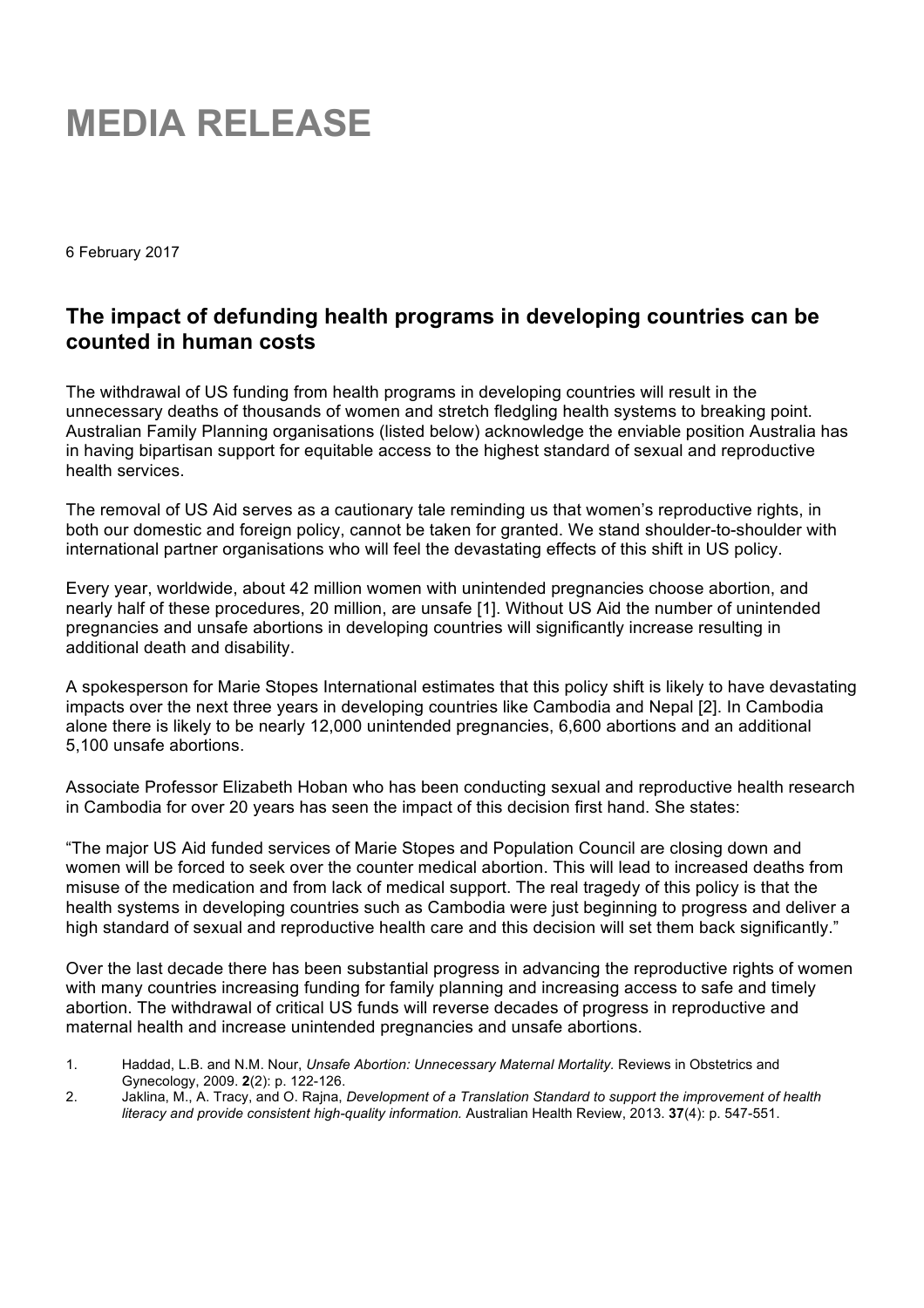# MEDIA RELEASE

6 February 2017

## The impact of defunding health programs in developing countries can be counted in human costs

The withdrawal of US funding from health programs in developing countries will result in the unnecessary deaths of thousands of women and stretch fledgling health systems to breaking point. Australian Family Planning organisations (listed below) acknowledge the enviable position Australia has in having bipartisan support for equitable access to the highest standard of sexual and reproductive health services.

The removal of US Aid serves as a cautionary tale reminding us that women's reproductive rights, in both our domestic and foreign policy, cannot be taken for granted. We stand shoulder-to-shoulder with international partner organisations who will feel the devastating effects of this shift in US policy.

Every year, worldwide, about 42 million women with unintended pregnancies choose abortion, and nearly half of these procedures, 20 million, are unsafe [1]. Without US Aid the number of unintended pregnancies and unsafe abortions in developing countries will significantly increase resulting in additional death and disability.

A spokesperson for Marie Stopes International estimates that this policy shift is likely to have devastating impacts over the next three years in developing countries like Cambodia and Nepal [2]. In Cambodia alone there is likely to be nearly 12,000 unintended pregnancies, 6,600 abortions and an additional 5,100 unsafe abortions.

Associate Professor Elizabeth Hoban who has been conducting sexual and reproductive health research in Cambodia for over 20 years has seen the impact of this decision first hand. She states:

"The major US Aid funded services of Marie Stopes and Population Council are closing down and women will be forced to seek over the counter medical abortion. This will lead to increased deaths from misuse of the medication and from lack of medical support. The real tragedy of this policy is that the health systems in developing countries such as Cambodia were just beginning to progress and deliver a high standard of sexual and reproductive health care and this decision will set them back significantly."

Over the last decade there has been substantial progress in advancing the reproductive rights of women with many countries increasing funding for family planning and increasing access to safe and timely abortion. The withdrawal of critical US funds will reverse decades of progress in reproductive and maternal health and increase unintended pregnancies and unsafe abortions.

1. Haddad, L.B. and N.M. Nour, *Unsafe Abortion: Unnecessary Maternal Mortality.* Reviews in Obstetrics and Gynecology, 2009. **2**(2): p. 122-126.
2. Jaklina, M., A. Tracy, and O. Rajna, *Development of a Translation Standard to support the improvement of health literacy and provide consistent high-quality information.* Australian Health Review, 2013. **37**(4): p. 547-551.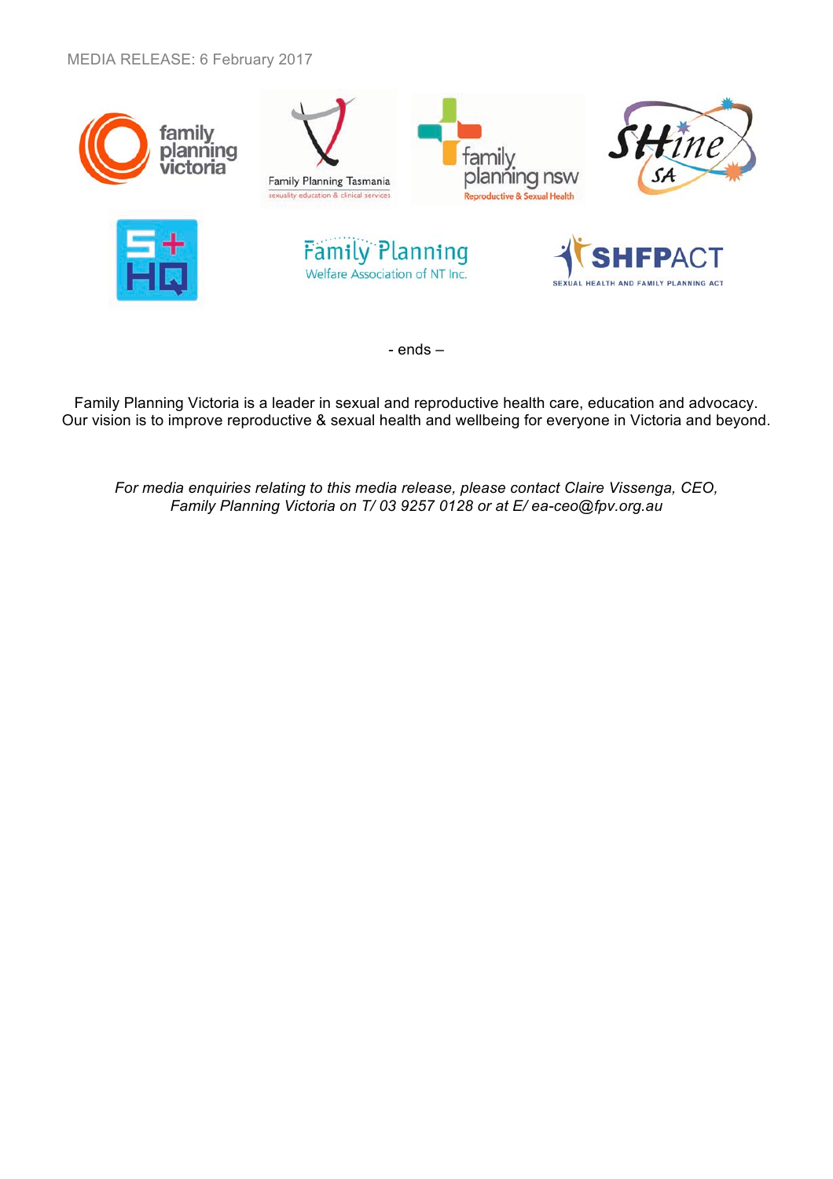MEDIA RELEASE: 6 February 2017

- ends –

Family Planning Victoria is a leader in sexual and reproductive health care, education and advocacy. Our vision is to improve reproductive & sexual health and wellbeing for everyone in Victoria and beyond.

*For media enquiries relating to this media release, please contact Claire Vissenga, CEO, Family Planning Victoria on T/ 03 9257 0128 or at E/ ea-ceo@fpv.org.au*